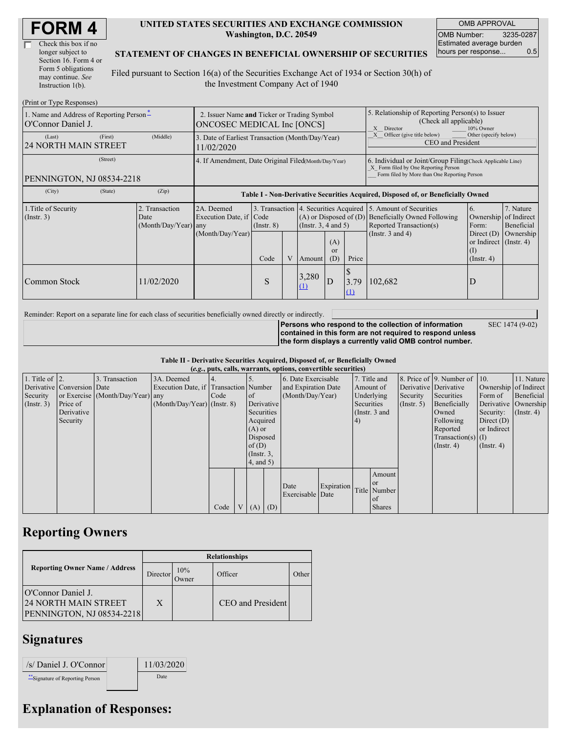# FORM 4

☐ Check this box if no longer subject to Section 16. Form 4 or Form 5 obligations may continue. *See* Instruction 1(b).

**UNITED STATES SECURITIES AND EXCHANGE COMMISSION**
**Washington, D.C. 20549**

**STATEMENT OF CHANGES IN BENEFICIAL OWNERSHIP OF SECURITIES**

Filed pursuant to Section 16(a) of the Securities Exchange Act of 1934 or Section 30(h) of the Investment Company Act of 1940

| OMB APPROVAL | |
|---|---|
| OMB Number: | 3235-0287 |
| Estimated average burden hours per response... | 0.5 |

(Print or Type Responses)

| 1. Name and Address of Reporting Person* | 2. Issuer Name and Ticker or Trading Symbol | 5. Relationship of Reporting Person(s) to Issuer (Check all applicable) |
|---|---|---|
| O'Connor Daniel J. | ONCOSEC MEDICAL Inc [ONCS] | _X_ Director ___ 10% Owner |
| (Last) (First) (Middle) 24 NORTH MAIN STREET | 3. Date of Earliest Transaction (Month/Day/Year) 11/02/2020 | _X_ Officer (give title below) ___ Other (specify below) CEO and President |
| (Street) PENNINGTON, NJ 08534-2218 | 4. If Amendment, Date Original Filed(Month/Day/Year) | 6. Individual or Joint/Group Filing(Check Applicable Line) _X_ Form filed by One Reporting Person ___ Form filed by More than One Reporting Person |
| (City) (State) (Zip) | | |

**Table I - Non-Derivative Securities Acquired, Disposed of, or Beneficially Owned**

| 1.Title of Security (Instr. 3) | 2. Transaction Date (Month/Day/Year) | 2A. Deemed Execution Date, if any (Month/Day/Year) | 3. Transaction Code (Instr. 8) | | 4. Securities Acquired (A) or Disposed of (D) (Instr. 3, 4 and 5) | | | 5. Amount of Securities Beneficially Owned Following Reported Transaction(s) (Instr. 3 and 4) | 6. Ownership Form: Direct (D) or Indirect (I) (Instr. 4) | 7. Nature of Indirect Beneficial Ownership (Instr. 4) |
|---|---|---|---|---|---|---|---|---|---|---|
| | | | Code | V | Amount | (A) or (D) | Price | | | |
| Common Stock | 11/02/2020 | | S | | 3,280 (1) | D | $ 3.79 (1) | 102,682 | D | |

Reminder: Report on a separate line for each class of securities beneficially owned directly or indirectly.

**Persons who respond to the collection of information contained in this form are not required to respond unless the form displays a currently valid OMB control number.** SEC 1474 (9-02)

**Table II - Derivative Securities Acquired, Disposed of, or Beneficially Owned**
**(*e.g.*, puts, calls, warrants, options, convertible securities)**

| 1. Title of Derivative Security (Instr. 3) | 2. Conversion or Exercise Price of Derivative Security | 3. Transaction Date (Month/Day/Year) | 3A. Deemed Execution Date, if any (Month/Day/Year) | 4. Transaction Code (Instr. 8) | | 5. Number of Derivative Securities Acquired (A) or Disposed of (D) (Instr. 3, 4, and 5) | | 6. Date Exercisable and Expiration Date (Month/Day/Year) | | 7. Title and Amount of Underlying Securities (Instr. 3 and 4) | | 8. Price of Derivative Security (Instr. 5) | 9. Number of Derivative Securities Beneficially Owned Following Reported Transaction(s) (Instr. 4) | 10. Ownership Form of Derivative Security: Direct (D) or Indirect (I) (Instr. 4) | 11. Nature of Indirect Beneficial Ownership (Instr. 4) |
|---|---|---|---|---|---|---|---|---|---|---|---|---|---|---|---|
| | | | | Code | V | (A) | (D) | Date Exercisable | Expiration Date | Title | Amount or Number of Shares | | | | |

## Reporting Owners

| Reporting Owner Name / Address | Relationships | | | |
|---|---|---|---|---|
| | Director | 10% Owner | Officer | Other |
| O'Connor Daniel J. 24 NORTH MAIN STREET PENNINGTON, NJ 08534-2218 | X | | CEO and President | |

## Signatures

| /s/ Daniel J. O'Connor | 11/03/2020 |
|---|---|
| **Signature of Reporting Person | Date |

## Explanation of Responses: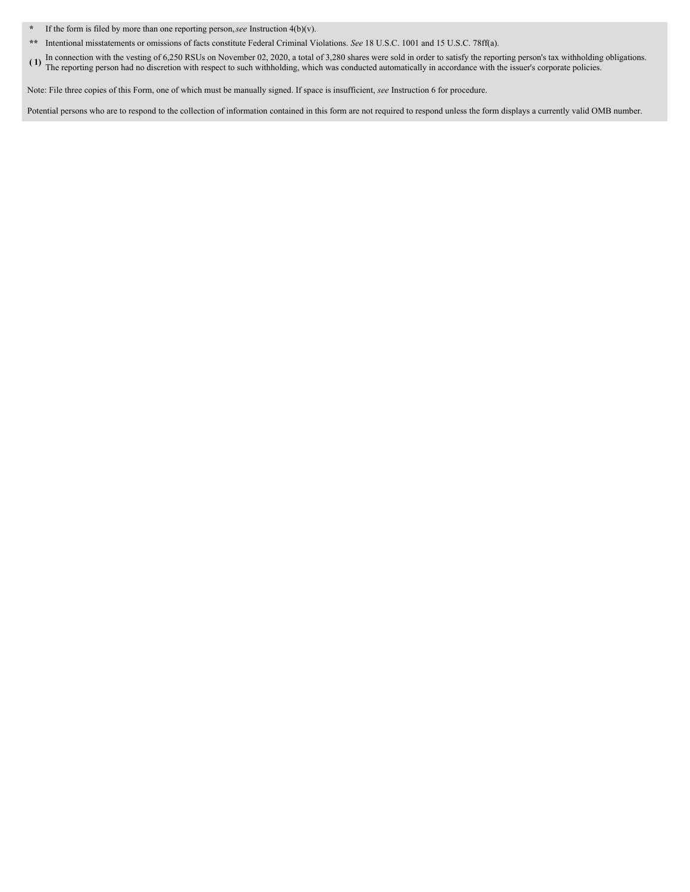* If the form is filed by more than one reporting person, *see* Instruction 4(b)(v).

** Intentional misstatements or omissions of facts constitute Federal Criminal Violations. *See* 18 U.S.C. 1001 and 15 U.S.C. 78ff(a).

( 1) In connection with the vesting of 6,250 RSUs on November 02, 2020, a total of 3,280 shares were sold in order to satisfy the reporting person's tax withholding obligations. The reporting person had no discretion with respect to such withholding, which was conducted automatically in accordance with the issuer's corporate policies.

Note: File three copies of this Form, one of which must be manually signed. If space is insufficient, *see* Instruction 6 for procedure.

Potential persons who are to respond to the collection of information contained in this form are not required to respond unless the form displays a currently valid OMB number.